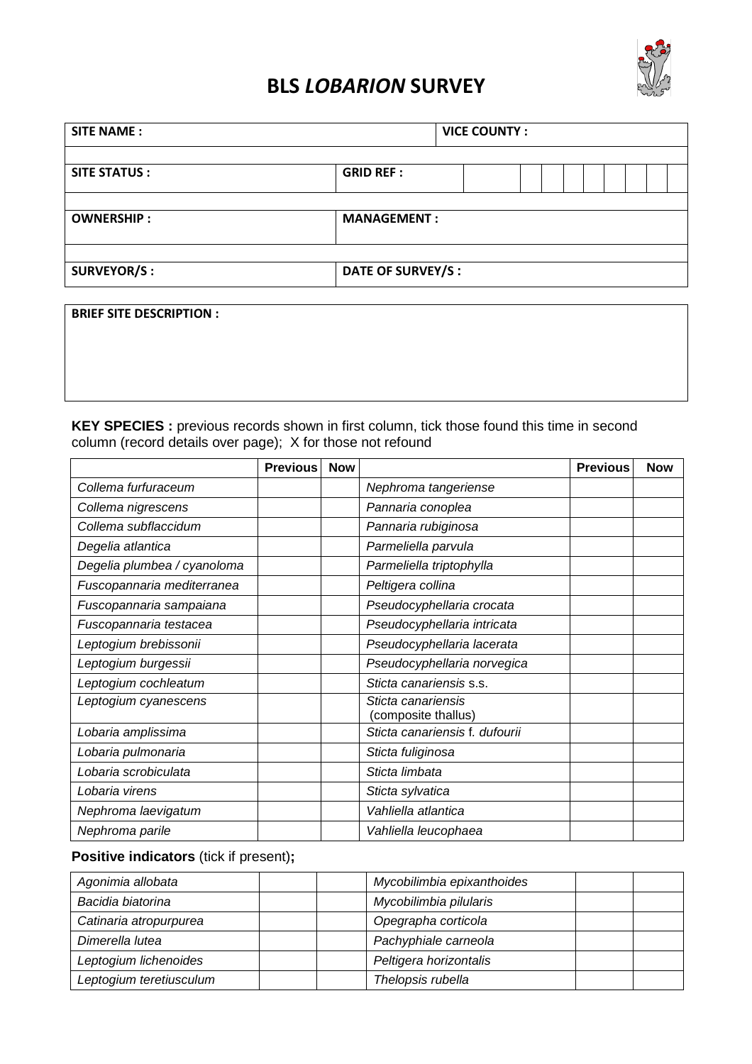# BLS *LOBARION* SURVEY

| SITE NAME : | | VICE COUNTY : |
|---|---|---|
| SITE STATUS : | GRID REF : | |
| OWNERSHIP : | MANAGEMENT : | |
| SURVEYOR/S : | DATE OF SURVEY/S : | |

| BRIEF SITE DESCRIPTION : |
|---|
| |

**KEY SPECIES :** previous records shown in first column, tick those found this time in second column (record details over page); X for those not refound

| | Previous | Now | | Previous | Now |
|---|---|---|---|---|---|
| *Collema furfuraceum* | | | *Nephroma tangeriense* | | |
| *Collema nigrescens* | | | *Pannaria conoplea* | | |
| *Collema subflaccidum* | | | *Pannaria rubiginosa* | | |
| *Degelia atlantica* | | | *Parmeliella parvula* | | |
| *Degelia plumbea / cyanoloma* | | | *Parmeliella triptophylla* | | |
| *Fuscopannaria mediterranea* | | | *Peltigera collina* | | |
| *Fuscopannaria sampaiana* | | | *Pseudocyphellaria crocata* | | |
| *Fuscopannaria testacea* | | | *Pseudocyphellaria intricata* | | |
| *Leptogium brebissonii* | | | *Pseudocyphellaria lacerata* | | |
| *Leptogium burgessii* | | | *Pseudocyphellaria norvegica* | | |
| *Leptogium cochleatum* | | | *Sticta canariensis* s.s. | | |
| *Leptogium cyanescens* | | | *Sticta canariensis* (composite thallus) | | |
| *Lobaria amplissima* | | | *Sticta canariensis* f. *dufourii* | | |
| *Lobaria pulmonaria* | | | *Sticta fuliginosa* | | |
| *Lobaria scrobiculata* | | | *Sticta limbata* | | |
| *Lobaria virens* | | | *Sticta sylvatica* | | |
| *Nephroma laevigatum* | | | *Vahliella atlantica* | | |
| *Nephroma parile* | | | *Vahliella leucophaea* | | |

**Positive indicators** (tick if present)**;**

| | | | | | |
|---|---|---|---|---|---|
| *Agonimia allobata* | | | *Mycobilimbia epixanthoides* | | |
| *Bacidia biatorina* | | | *Mycobilimbia pilularis* | | |
| *Catinaria atropurpurea* | | | *Opegrapha corticola* | | |
| *Dimerella lutea* | | | *Pachyphiale carneola* | | |
| *Leptogium lichenoides* | | | *Peltigera horizontalis* | | |
| *Leptogium teretiusculum* | | | *Thelopsis rubella* | | |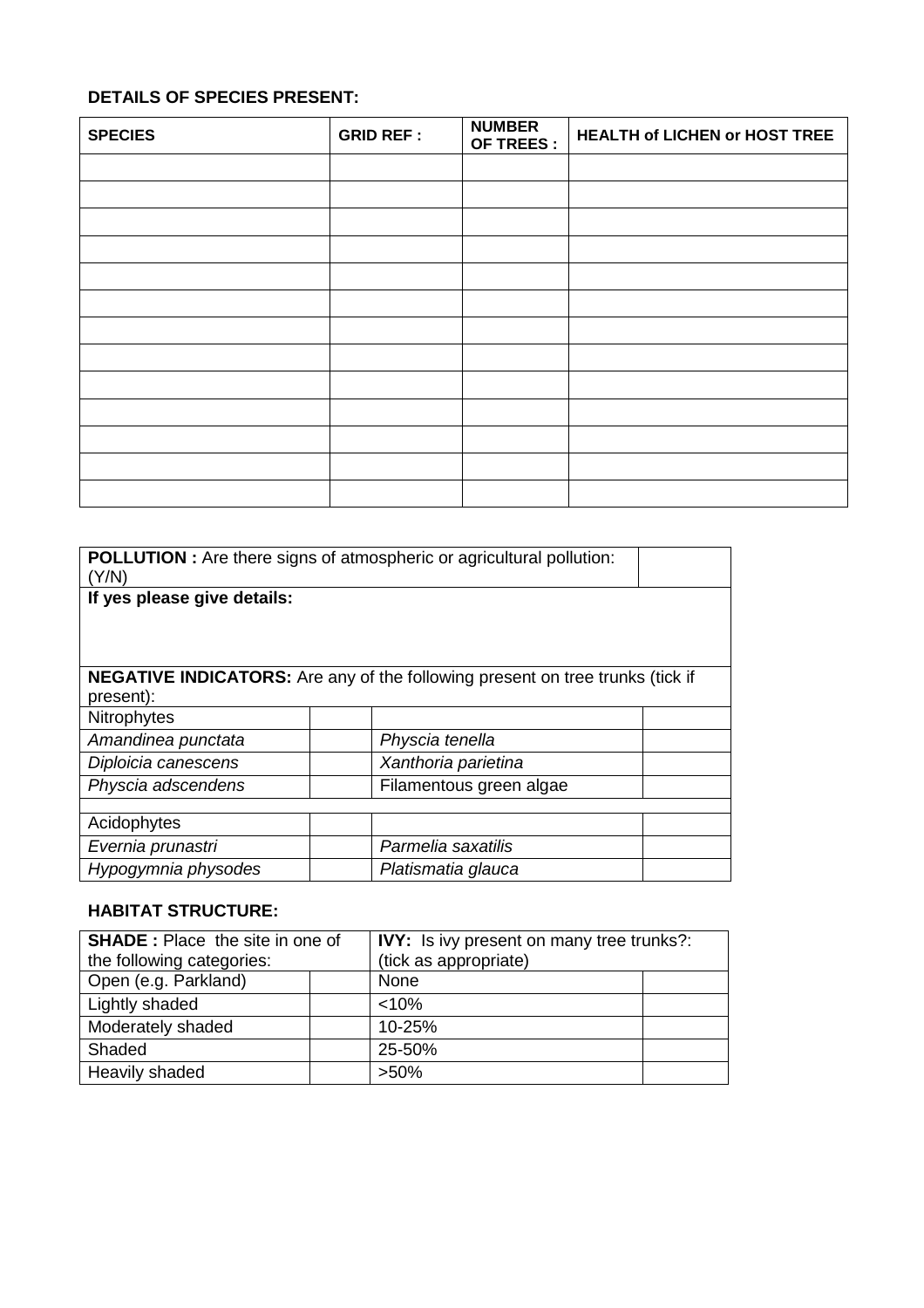**DETAILS OF SPECIES PRESENT:**

| SPECIES | GRID REF : | NUMBER OF TREES : | HEALTH of LICHEN or HOST TREE |
|---|---|---|---|
| | | | |
| | | | |
| | | | |
| | | | |
| | | | |
| | | | |
| | | | |
| | | | |
| | | | |
| | | | |
| | | | |
| | | | |
| | | | |

| | | | |
|---|---|---|---|
| **POLLUTION :** Are there signs of atmospheric or agricultural pollution: (Y/N) | | | |
| **If yes please give details:** | | | |
| **NEGATIVE INDICATORS:** Are any of the following present on tree trunks (tick if present): | | | |
| Nitrophytes | | | |
| *Amandinea punctata* | | *Physcia tenella* | |
| *Diploicia canescens* | | *Xanthoria parietina* | |
| *Physcia adscendens* | | Filamentous green algae | |
| | | | |
| Acidophytes | | | |
| *Evernia prunastri* | | *Parmelia saxatilis* | |
| *Hypogymnia physodes* | | *Platismatia glauca* | |

**HABITAT STRUCTURE:**

| **SHADE :** Place the site in one of the following categories: | | **IVY:** Is ivy present on many tree trunks?: (tick as appropriate) | |
|---|---|---|---|
| Open (e.g. Parkland) | | None | |
| Lightly shaded | | <10% | |
| Moderately shaded | | 10-25% | |
| Shaded | | 25-50% | |
| Heavily shaded | | >50% | |